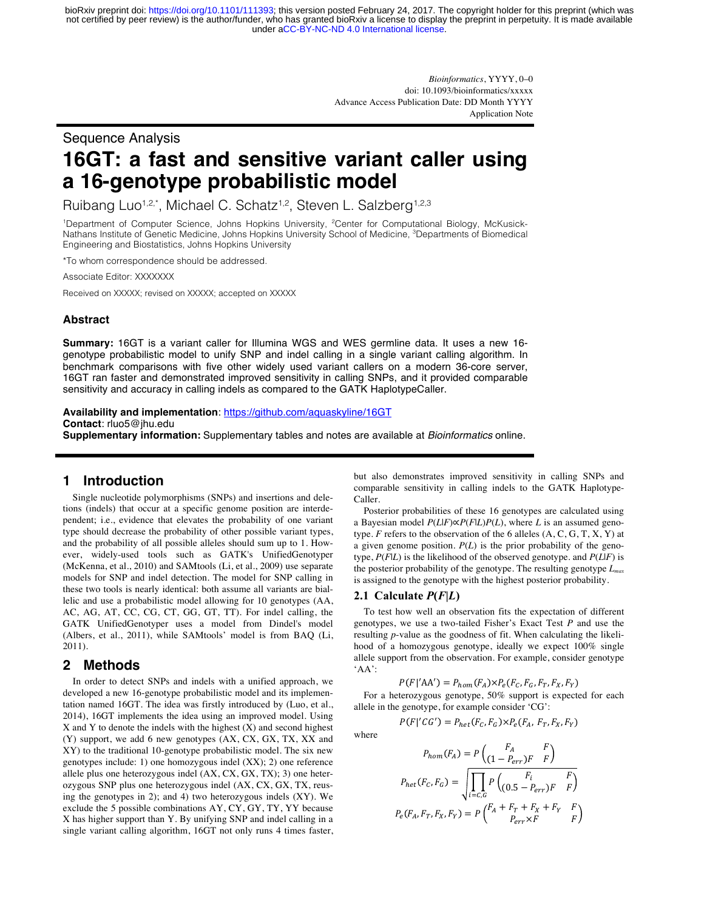Sequence Analysis

# 16GT: a fast and sensitive variant caller using a 16-genotype probabilistic model

Ruibang Luo[1,2,*], Michael C. Schatz[1,2], Steven L. Salzberg[1,2,3]

[1]Department of Computer Science, Johns Hopkins University, [2]Center for Computational Biology, McKusick-Nathans Institute of Genetic Medicine, Johns Hopkins University School of Medicine, [3]Departments of Biomedical Engineering and Biostatistics, Johns Hopkins University

*To whom correspondence should be addressed.

Associate Editor: XXXXXXX

Received on XXXXX; revised on XXXXX; accepted on XXXXX

## Abstract

**Summary:** 16GT is a variant caller for Illumina WGS and WES germline data. It uses a new 16-genotype probabilistic model to unify SNP and indel calling in a single variant calling algorithm. In benchmark comparisons with five other widely used variant callers on a modern 36-core server, 16GT ran faster and demonstrated improved sensitivity in calling SNPs, and it provided comparable sensitivity and accuracy in calling indels as compared to the GATK HaplotypeCaller.

**Availability and implementation**: https://github.com/aquaskyline/16GT
**Contact**: rluo5@jhu.edu
**Supplementary information:** Supplementary tables and notes are available at *Bioinformatics* online.

## 1 Introduction

Single nucleotide polymorphisms (SNPs) and insertions and deletions (indels) that occur at a specific genome position are interdependent; i.e., evidence that elevates the probability of one variant type should decrease the probability of other possible variant types, and the probability of all possible alleles should sum up to 1. However, widely-used tools such as GATK's UnifiedGenotyper (McKenna, et al., 2010) and SAMtools (Li, et al., 2009) use separate models for SNP and indel detection. The model for SNP calling in these two tools is nearly identical: both assume all variants are biallelic and use a probabilistic model allowing for 10 genotypes (AA, AC, AG, AT, CC, CG, CT, GG, GT, TT). For indel calling, the GATK UnifiedGenotyper uses a model from Dindel's model (Albers, et al., 2011), while SAMtools' model is from BAQ (Li, 2011).

## 2 Methods

In order to detect SNPs and indels with a unified approach, we developed a new 16-genotype probabilistic model and its implementation named 16GT. The idea was firstly introduced by (Luo, et al., 2014), 16GT implements the idea using an improved model. Using X and Y to denote the indels with the highest (X) and second highest (Y) support, we add 6 new genotypes (AX, CX, GX, TX, XX and XY) to the traditional 10-genotype probabilistic model. The six new genotypes include: 1) one homozygous indel (XX); 2) one reference allele plus one heterozygous indel (AX, CX, GX, TX); 3) one heterozygous SNP plus one heterozygous indel (AX, CX, GX, TX, reusing the genotypes in 2); and 4) two heterozygous indels (XY). We exclude the 5 possible combinations AY, CY, GY, TY, YY because X has higher support than Y. By unifying SNP and indel calling in a single variant calling algorithm, 16GT not only runs 4 times faster, but also demonstrates improved sensitivity in calling SNPs and comparable sensitivity in calling indels to the GATK HaplotypeCaller.

Posterior probabilities of these 16 genotypes are calculated using a Bayesian model $P(L|F) \propto P(F|L)P(L)$, where $L$ is an assumed genotype. $F$ refers to the observation of the 6 alleles (A, C, G, T, X, Y) at a given genome position. $P(L)$ is the prior probability of the genotype, $P(F|L)$ is the likelihood of the observed genotype. and $P(L|F)$ is the posterior probability of the genotype. The resulting genotype $L_{max}$ is assigned to the genotype with the highest posterior probability.

### 2.1 Calculate *P*(*F*|*L*)

To test how well an observation fits the expectation of different genotypes, we use a two-tailed Fisher's Exact Test $P$ and use the resulting $p$-value as the goodness of fit. When calculating the likelihood of a homozygous genotype, ideally we expect 100% single allele support from the observation. For example, consider genotype 'AA':

$$P(F|'\mathrm{AA}') = P_{hom}(F_A) \times P_e(F_C, F_G, F_T, F_X, F_Y)$$

For a heterozygous genotype, 50% support is expected for each allele in the genotype, for example consider 'CG':

$$P(F|'CG') = P_{het}(F_C, F_G) \times P_e(F_A, F_T, F_X, F_Y)$$

where

$$P_{hom}(F_A) = P\begin{pmatrix} F_A & F \\ (1 - P_{err})F & F \end{pmatrix}$$

$$P_{het}(F_C, F_G) = \sqrt{\prod_{i=C,G} P\begin{pmatrix} F_i & F \\ (0.5 - P_{err})F & F \end{pmatrix}}$$

$$P_e(F_A, F_T, F_X, F_Y) = P\begin{pmatrix} F_A + F_T + F_X + F_Y & F \\ P_{err} \times F & F \end{pmatrix}$$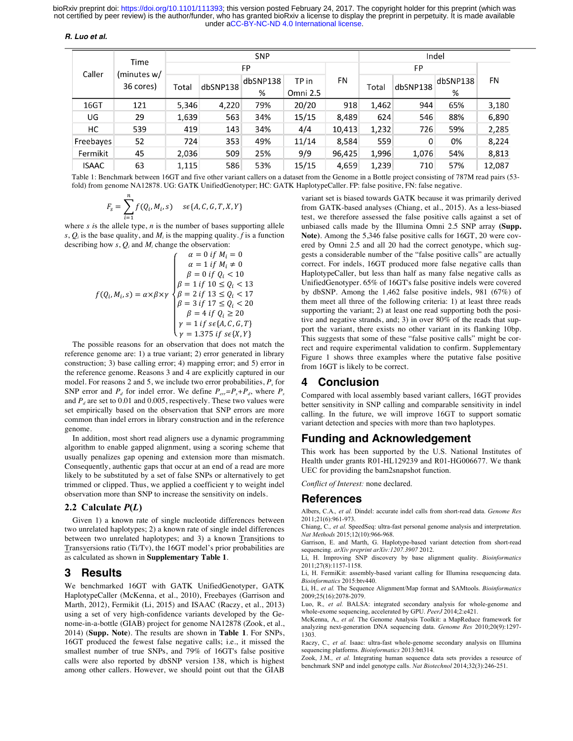| Caller | Time (minutes w/ 36 cores) | SNP | | | | | Indel | | | |
|---|---|---|---|---|---|---|---|---|---|---|
| | | FP | | | | FN | FP | | | FN |
| | | Total | dbSNP138 | dbSNP138 % | TP in Omni 2.5 | | Total | dbSNP138 | dbSNP138 % | |
| 16GT | 121 | 5,346 | 4,220 | 79% | 20/20 | 918 | 1,462 | 944 | 65% | 3,180 |
| UG | 29 | 1,639 | 563 | 34% | 15/15 | 8,489 | 624 | 546 | 88% | 6,890 |
| HC | 539 | 419 | 143 | 34% | 4/4 | 10,413 | 1,232 | 726 | 59% | 2,285 |
| Freebayes | 52 | 724 | 353 | 49% | 11/14 | 8,584 | 559 | 0 | 0% | 8,224 |
| Fermikit | 45 | 2,036 | 509 | 25% | 9/9 | 96,425 | 1,996 | 1,076 | 54% | 8,813 |
| ISAAC | 63 | 1,115 | 586 | 53% | 15/15 | 4,659 | 1,239 | 710 | 57% | 12,087 |

Table 1: Benchmark between 16GT and five other variant callers on a dataset from the Genome in a Bottle project consisting of 787M read pairs (53-fold) from genome NA12878. UG: GATK UnifiedGenotyper; HC: GATK HaplotypeCaller. FP: false positive, FN: false negative.

$$F_s = \sum_{i=1}^{n} f(Q_i, M_i, s) \quad s\epsilon\{A, C, G, T, X, Y\}$$

where $s$ is the allele type, $n$ is the number of bases supporting allele $s$, $Q_i$ is the base quality, and $M_i$ is the mapping quality. $f$ is a function describing how $s$, $Q_i$ and $M_i$ change the observation:

$$f(Q_i, M_i, s) = \alpha \times \beta \times \gamma \begin{cases} \alpha = 0 \text{ if } M_i = 0 \\ \alpha = 1 \text{ if } M_i \neq 0 \\ \beta = 0 \text{ if } Q_i < 10 \\ \beta = 1 \text{ if } 10 \leq Q_i < 13 \\ \beta = 2 \text{ if } 13 \leq Q_i < 17 \\ \beta = 3 \text{ if } 17 \leq Q_i < 20 \\ \beta = 4 \text{ if } Q_i \geq 20 \\ \gamma = 1 \text{ if } s\epsilon\{A, C, G, T\} \\ \gamma = 1.375 \text{ if } s\epsilon\{X, Y\} \end{cases}$$

The possible reasons for an observation that does not match the reference genome are: 1) a true variant; 2) error generated in library construction; 3) base calling error; 4) mapping error; and 5) error in the reference genome. Reasons 3 and 4 are explicitly captured in our model. For reasons 2 and 5, we include two error probabilities, $P_s$ for SNP error and $P_d$ for indel error. We define $P_{err}=P_s+P_d$, where $P_s$ and $P_d$ are set to 0.01 and 0.005, respectively. These two values were set empirically based on the observation that SNP errors are more common than indel errors in library construction and in the reference genome.

In addition, most short read aligners use a dynamic programming algorithm to enable gapped alignment, using a scoring scheme that usually penalizes gap opening and extension more than mismatch. Consequently, authentic gaps that occur at an end of a read are more likely to be substituted by a set of false SNPs or alternatively to get trimmed or clipped. Thus, we applied a coefficient γ to weight indel observation more than SNP to increase the sensitivity on indels.

### 2.2 Calculate *P*(*L*)

Given 1) a known rate of single nucleotide differences between two unrelated haplotypes; 2) a known rate of single indel differences between two unrelated haplotypes; and 3) a known Transitions to Transversions ratio (Ti/Tv), the 16GT model's prior probabilities are as calculated as shown in **Supplementary Table 1**.

## 3 Results

We benchmarked 16GT with GATK UnifiedGenotyper, GATK HaplotypeCaller (McKenna, et al., 2010), Freebayes (Garrison and Marth, 2012), Fermikit (Li, 2015) and ISAAC (Raczy, et al., 2013) using a set of very high-confidence variants developed by the Genome-in-a-bottle (GIAB) project for genome NA12878 (Zook, et al., 2014) (**Supp. Note**). The results are shown in **Table 1**. For SNPs, 16GT produced the fewest false negative calls; i.e., it missed the smallest number of true SNPs, and 79% of 16GT's false positive calls were also reported by dbSNP version 138, which is highest among other callers. However, we should point out that the GIAB variant set is biased towards GATK because it was primarily derived from GATK-based analyses (Chiang, et al., 2015). As a less-biased test, we therefore assessed the false positive calls against a set of unbiased calls made by the Illumina Omni 2.5 SNP array (**Supp. Note**). Among the 5,346 false positive calls for 16GT, 20 were covered by Omni 2.5 and all 20 had the correct genotype, which suggests a considerable number of the "false positive calls" are actually correct. For indels, 16GT produced more false negative calls than HaplotypeCaller, but less than half as many false negative calls as UnifiedGenotyper. 65% of 16GT's false positive indels were covered by dbSNP. Among the 1,462 false positive indels, 981 (67%) of them meet all three of the following criteria: 1) at least three reads supporting the variant; 2) at least one read supporting both the positive and negative strands, and; 3) in over 80% of the reads that support the variant, there exists no other variant in its flanking 10bp. This suggests that some of these "false positive calls" might be correct and require experimental validation to confirm. Supplementary Figure 1 shows three examples where the putative false positive from 16GT is likely to be correct.

## 4 Conclusion

Compared with local assembly based variant callers, 16GT provides better sensitivity in SNP calling and comparable sensitivity in indel calling. In the future, we will improve 16GT to support somatic variant detection and species with more than two haplotypes.

## Funding and Acknowledgement

This work has been supported by the U.S. National Institutes of Health under grants R01-HL129239 and R01-HG006677. We thank UEC for providing the bam2snapshot function.

*Conflict of Interest:* none declared.

## References

Albers, C.A., *et al.* Dindel: accurate indel calls from short-read data. *Genome Res* 2011;21(6):961-973.

Chiang, C., *et al.* SpeedSeq: ultra-fast personal genome analysis and interpretation. *Nat Methods* 2015;12(10):966-968.

Garrison, E. and Marth, G. Haplotype-based variant detection from short-read sequencing. *arXiv preprint arXiv:1207.3907* 2012.

Li, H. Improving SNP discovery by base alignment quality. *Bioinformatics* 2011;27(8):1157-1158.

Li, H. FermiKit: assembly-based variant calling for Illumina resequencing data. *Bioinformatics* 2015:btv440.

Li, H., *et al.* The Sequence Alignment/Map format and SAMtools. *Bioinformatics* 2009;25(16):2078-2079.

Luo, R., *et al.* BALSA: integrated secondary analysis for whole-genome and whole-exome sequencing, accelerated by GPU. *PeerJ* 2014;2:e421.

McKenna, A., *et al.* The Genome Analysis Toolkit: a MapReduce framework for analyzing next-generation DNA sequencing data. *Genome Res* 2010;20(9):1297-1303.

Raczy, C., *et al.* Isaac: ultra-fast whole-genome secondary analysis on Illumina sequencing platforms. *Bioinformatics* 2013:btt314.

Zook, J.M., *et al.* Integrating human sequence data sets provides a resource of benchmark SNP and indel genotype calls. *Nat Biotechnol* 2014;32(3):246-251.